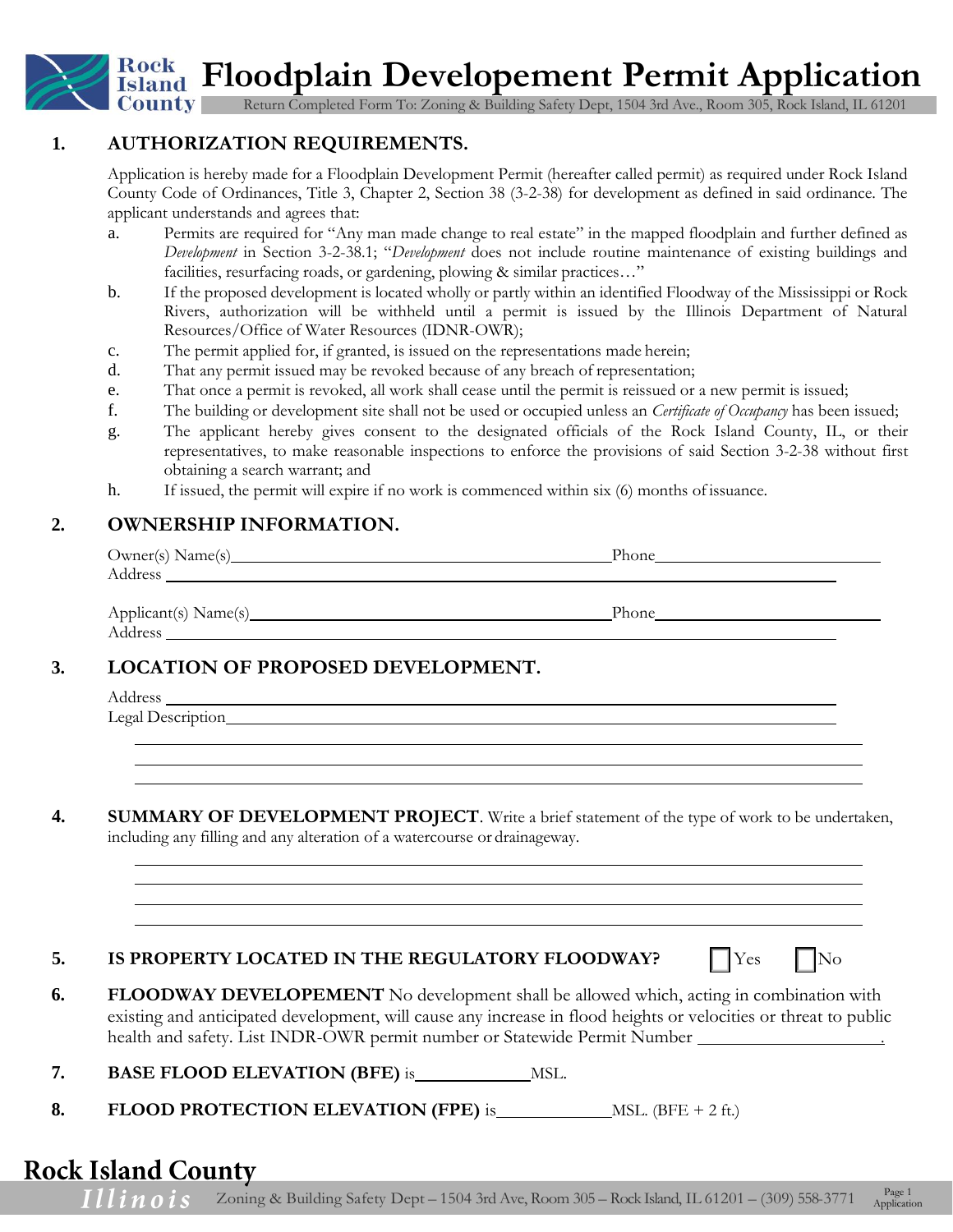# Floodplain Developement Permit Application

Return Completed Form To: Zoning & Building Safety Dept, 1504 3rd Ave., Room 305, Rock Island, IL 61201

## 1. AUTHORIZATION REQUIREMENTS.

Application is hereby made for a Floodplain Development Permit (hereafter called permit) as required under Rock Island County Code of Ordinances, Title 3, Chapter 2, Section 38 (3-2-38) for development as defined in said ordinance. The applicant understands and agrees that:

a. Permits are required for "Any man made change to real estate" in the mapped floodplain and further defined as *Development* in Section 3-2-38.1; "*Development* does not include routine maintenance of existing buildings and facilities, resurfacing roads, or gardening, plowing & similar practices…"

b. If the proposed development is located wholly or partly within an identified Floodway of the Mississippi or Rock Rivers, authorization will be withheld until a permit is issued by the Illinois Department of Natural Resources/Office of Water Resources (IDNR-OWR);

c. The permit applied for, if granted, is issued on the representations made herein;

d. That any permit issued may be revoked because of any breach of representation;

e. That once a permit is revoked, all work shall cease until the permit is reissued or a new permit is issued;

f. The building or development site shall not be used or occupied unless an *Certificate of Occupancy* has been issued;

g. The applicant hereby gives consent to the designated officials of the Rock Island County, IL, or their representatives, to make reasonable inspections to enforce the provisions of said Section 3-2-38 without first obtaining a search warrant; and

h. If issued, the permit will expire if no work is commenced within six (6) months of issuance.

## 2. OWNERSHIP INFORMATION.

Owner(s) Name(s)\_\_\_\_\_\_\_\_\_\_\_\_\_\_\_\_\_\_\_\_ Phone\_\_\_\_\_\_\_\_\_\_\_\_\_\_\_\_
Address \_\_\_\_\_\_\_\_\_\_\_\_\_\_\_\_\_\_\_\_\_\_\_\_\_\_\_\_\_\_\_\_\_\_\_\_

Applicant(s) Name(s)\_\_\_\_\_\_\_\_\_\_\_\_\_\_\_\_\_\_\_\_ Phone\_\_\_\_\_\_\_\_\_\_\_\_\_\_\_\_
Address \_\_\_\_\_\_\_\_\_\_\_\_\_\_\_\_\_\_\_\_\_\_\_\_\_\_\_\_\_\_\_\_\_\_\_\_

## 3. LOCATION OF PROPOSED DEVELOPMENT.

Address \_\_\_\_\_\_\_\_\_\_\_\_\_\_\_\_\_\_\_\_\_\_\_\_\_\_\_\_\_\_\_\_\_\_\_\_
Legal Description\_\_\_\_\_\_\_\_\_\_\_\_\_\_\_\_\_\_\_\_\_\_\_\_\_\_\_\_\_\_\_\_\_\_\_\_

## 4. SUMMARY OF DEVELOPMENT PROJECT.

Write a brief statement of the type of work to be undertaken, including any filling and any alteration of a watercourse or drainageway.

## 5. IS PROPERTY LOCATED IN THE REGULATORY FLOODWAY?

☐ Yes ☐ No

## 6. FLOODWAY DEVELOPEMENT

No development shall be allowed which, acting in combination with existing and anticipated development, will cause any increase in flood heights or velocities or threat to public health and safety. List INDR-OWR permit number or Statewide Permit Number \_\_\_\_\_\_\_\_\_\_\_\_\_\_\_\_.

## 7. BASE FLOOD ELEVATION (BFE)

is\_\_\_\_\_\_\_\_\_\_\_\_MSL.

## 8. FLOOD PROTECTION ELEVATION (FPE)

is\_\_\_\_\_\_\_\_\_\_\_\_MSL. (BFE + 2 ft.)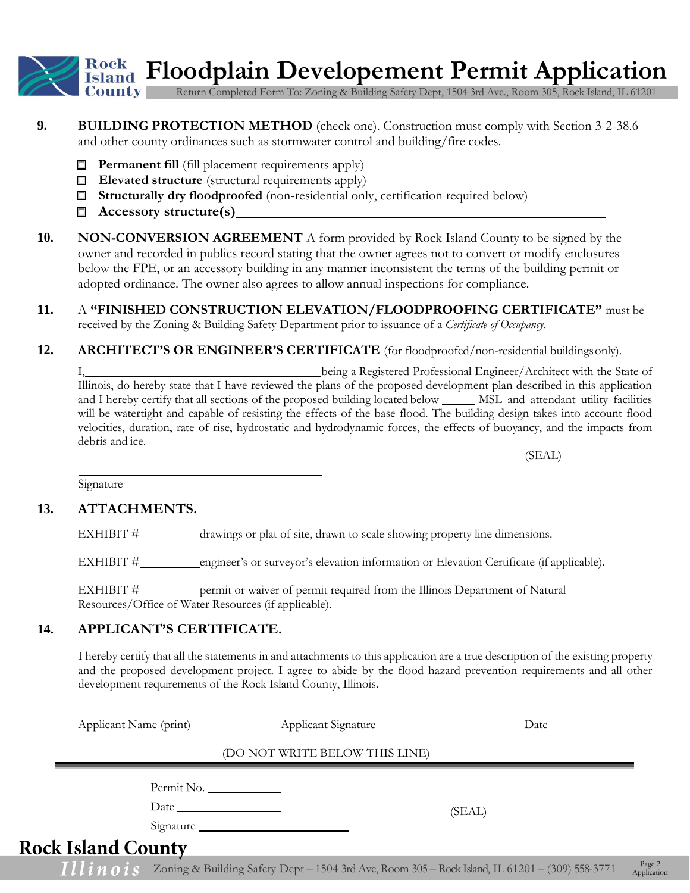# Floodplain Developement Permit Application

Return Completed Form To: Zoning & Building Safety Dept, 1504 3rd Ave., Room 305, Rock Island, IL 61201

**9.** **BUILDING PROTECTION METHOD** (check one). Construction must comply with Section 3-2-38.6 and other county ordinances such as stormwater control and building/fire codes.

- ☐ **Permanent fill** (fill placement requirements apply)
- ☐ **Elevated structure** (structural requirements apply)
- ☐ **Structurally dry floodproofed** (non-residential only, certification required below)
- ☐ **Accessory structure(s)**\_\_\_\_\_\_\_\_\_\_\_\_\_\_\_\_\_\_\_\_\_\_\_\_\_\_\_\_\_\_\_\_\_\_\_\_\_\_\_\_

**10.** **NON-CONVERSION AGREEMENT** A form provided by Rock Island County to be signed by the owner and recorded in publics record stating that the owner agrees not to convert or modify enclosures below the FPE, or an accessory building in any manner inconsistent the terms of the building permit or adopted ordinance. The owner also agrees to allow annual inspections for compliance.

**11.** A **"FINISHED CONSTRUCTION ELEVATION/FLOODPROOFING CERTIFICATE"** must be received by the Zoning & Building Safety Department prior to issuance of a *Certificate of Occupancy*.

**12.** **ARCHITECT'S OR ENGINEER'S CERTIFICATE** (for floodproofed/non-residential buildings only).

I,\_\_\_\_\_\_\_\_\_\_\_\_\_\_\_\_\_\_\_\_\_\_\_\_\_\_\_\_\_\_being a Registered Professional Engineer/Architect with the State of Illinois, do hereby state that I have reviewed the plans of the proposed development plan described in this application and I hereby certify that all sections of the proposed building located below \_\_\_\_\_ MSL and attendant utility facilities will be watertight and capable of resisting the effects of the base flood. The building design takes into account flood velocities, duration, rate of rise, hydrostatic and hydrodynamic forces, the effects of buoyancy, and the impacts from debris and ice.

(SEAL)

\_\_\_\_\_\_\_\_\_\_\_\_\_\_\_\_\_\_\_\_\_\_\_\_\_\_\_\_\_\_

Signature

**13.** **ATTACHMENTS.**

EXHIBIT #\_\_\_\_\_\_\_\_drawings or plat of site, drawn to scale showing property line dimensions.

EXHIBIT #\_\_\_\_\_\_\_\_engineer's or surveyor's elevation information or Elevation Certificate (if applicable).

EXHIBIT #\_\_\_\_\_\_\_\_permit or waiver of permit required from the Illinois Department of Natural Resources/Office of Water Resources (if applicable).

**14.** **APPLICANT'S CERTIFICATE.**

I hereby certify that all the statements in and attachments to this application are a true description of the existing property and the proposed development project. I agree to abide by the flood hazard prevention requirements and all other development requirements of the Rock Island County, Illinois.

| Applicant Name (print) | Applicant Signature | Date |
|---|---|---|
| | | |

(DO NOT WRITE BELOW THIS LINE)

Permit No. \_\_\_\_\_\_\_\_\_\_

Date \_\_\_\_\_\_\_\_\_\_\_\_\_\_

Signature \_\_\_\_\_\_\_\_\_\_\_\_\_\_\_\_\_\_\_\_

(SEAL)